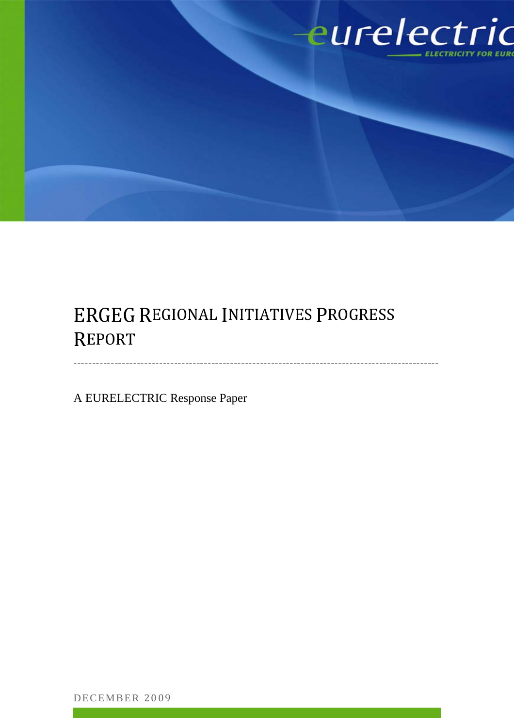# ERGEG Regional Initiatives Progress Report

---

A EURELECTRIC Response Paper

DECEMBER 2009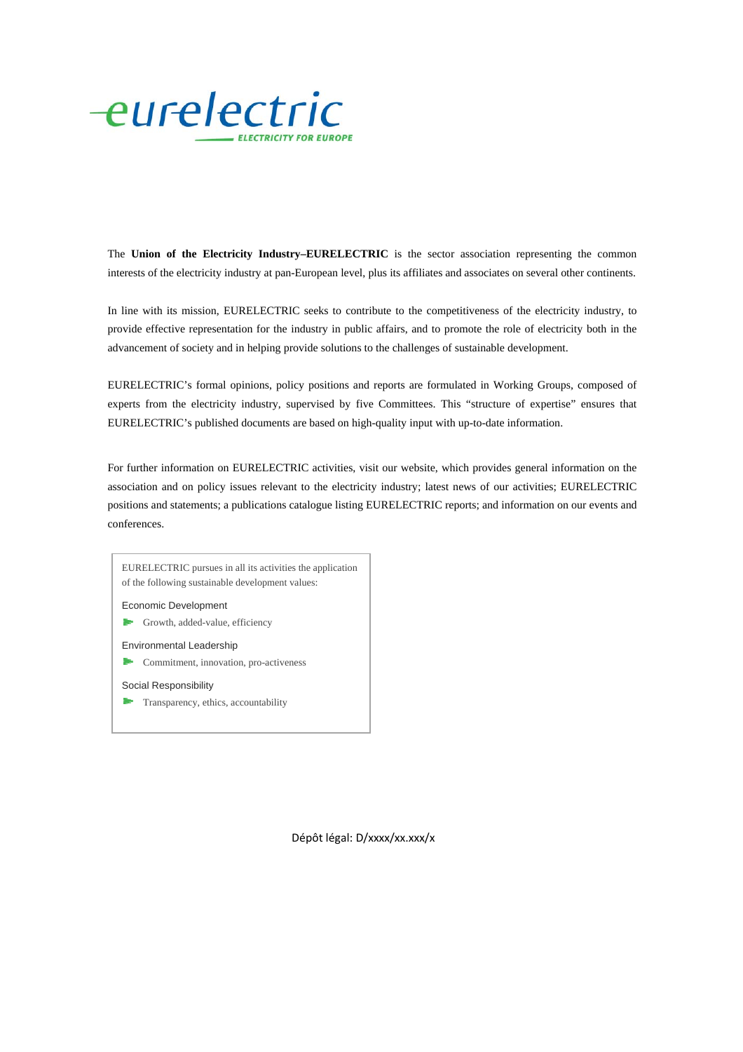eurelectric
ELECTRICITY FOR EUROPE

The **Union of the Electricity Industry–EURELECTRIC** is the sector association representing the common interests of the electricity industry at pan-European level, plus its affiliates and associates on several other continents.

In line with its mission, EURELECTRIC seeks to contribute to the competitiveness of the electricity industry, to provide effective representation for the industry in public affairs, and to promote the role of electricity both in the advancement of society and in helping provide solutions to the challenges of sustainable development.

EURELECTRIC's formal opinions, policy positions and reports are formulated in Working Groups, composed of experts from the electricity industry, supervised by five Committees. This "structure of expertise" ensures that EURELECTRIC's published documents are based on high-quality input with up-to-date information.

For further information on EURELECTRIC activities, visit our website, which provides general information on the association and on policy issues relevant to the electricity industry; latest news of our activities; EURELECTRIC positions and statements; a publications catalogue listing EURELECTRIC reports; and information on our events and conferences.

EURELECTRIC pursues in all its activities the application of the following sustainable development values:

Economic Development
- Growth, added-value, efficiency

Environmental Leadership
- Commitment, innovation, pro-activeness

Social Responsibility
- Transparency, ethics, accountability

Dépôt légal: D/xxxx/xx.xxx/x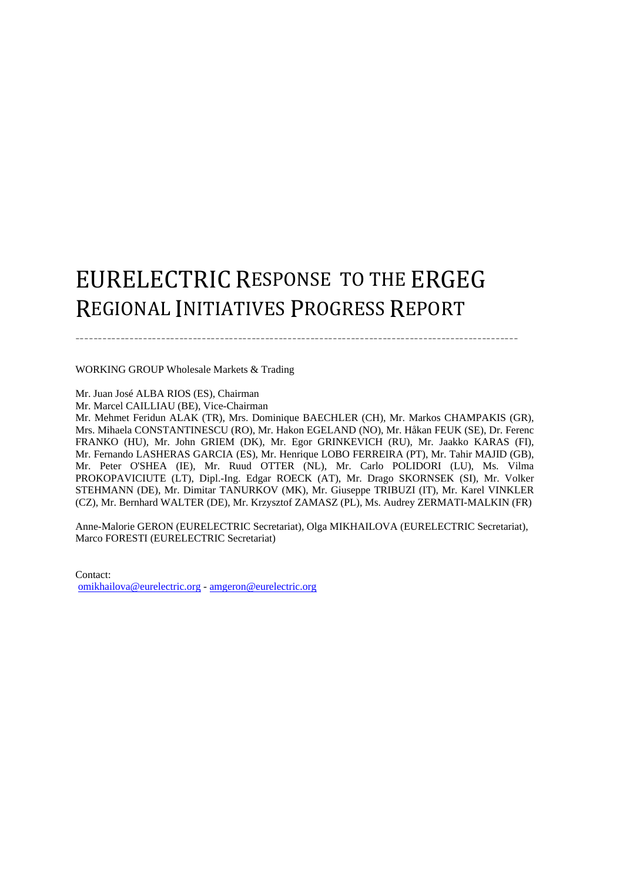# EURELECTRIC RESPONSE TO THE ERGEG REGIONAL INITIATIVES PROGRESS REPORT

---

WORKING GROUP Wholesale Markets & Trading

Mr. Juan José ALBA RIOS (ES), Chairman
Mr. Marcel CAILLIAU (BE), Vice-Chairman
Mr. Mehmet Feridun ALAK (TR), Mrs. Dominique BAECHLER (CH), Mr. Markos CHAMPAKIS (GR), Mrs. Mihaela CONSTANTINESCU (RO), Mr. Hakon EGELAND (NO), Mr. Håkan FEUK (SE), Dr. Ferenc FRANKO (HU), Mr. John GRIEM (DK), Mr. Egor GRINKEVICH (RU), Mr. Jaakko KARAS (FI), Mr. Fernando LASHERAS GARCIA (ES), Mr. Henrique LOBO FERREIRA (PT), Mr. Tahir MAJID (GB), Mr. Peter O'SHEA (IE), Mr. Ruud OTTER (NL), Mr. Carlo POLIDORI (LU), Ms. Vilma PROKOPAVICIUTE (LT), Dipl.-Ing. Edgar ROECK (AT), Mr. Drago SKORNSEK (SI), Mr. Volker STEHMANN (DE), Mr. Dimitar TANURKOV (MK), Mr. Giuseppe TRIBUZI (IT), Mr. Karel VINKLER (CZ), Mr. Bernhard WALTER (DE), Mr. Krzysztof ZAMASZ (PL), Ms. Audrey ZERMATI-MALKIN (FR)

Anne-Malorie GERON (EURELECTRIC Secretariat), Olga MIKHAILOVA (EURELECTRIC Secretariat), Marco FORESTI (EURELECTRIC Secretariat)

Contact:
omikhailova@eurelectric.org - amgeron@eurelectric.org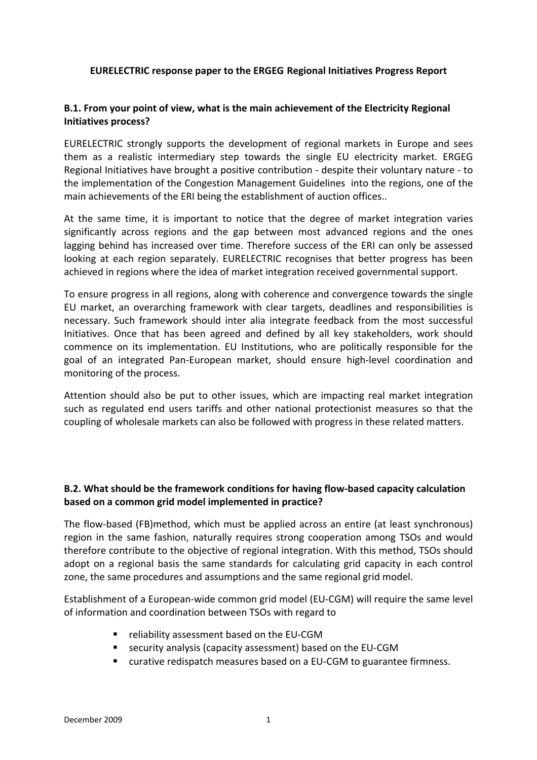**EURELECTRIC response paper to the ERGEG Regional Initiatives Progress Report**

**B.1. From your point of view, what is the main achievement of the Electricity Regional Initiatives process?**

EURELECTRIC strongly supports the development of regional markets in Europe and sees them as a realistic intermediary step towards the single EU electricity market. ERGEG Regional Initiatives have brought a positive contribution - despite their voluntary nature - to the implementation of the Congestion Management Guidelines into the regions, one of the main achievements of the ERI being the establishment of auction offices..

At the same time, it is important to notice that the degree of market integration varies significantly across regions and the gap between most advanced regions and the ones lagging behind has increased over time. Therefore success of the ERI can only be assessed looking at each region separately. EURELECTRIC recognises that better progress has been achieved in regions where the idea of market integration received governmental support.

To ensure progress in all regions, along with coherence and convergence towards the single EU market, an overarching framework with clear targets, deadlines and responsibilities is necessary. Such framework should inter alia integrate feedback from the most successful Initiatives. Once that has been agreed and defined by all key stakeholders, work should commence on its implementation. EU Institutions, who are politically responsible for the goal of an integrated Pan-European market, should ensure high-level coordination and monitoring of the process.

Attention should also be put to other issues, which are impacting real market integration such as regulated end users tariffs and other national protectionist measures so that the coupling of wholesale markets can also be followed with progress in these related matters.

**B.2. What should be the framework conditions for having flow-based capacity calculation based on a common grid model implemented in practice?**

The flow-based (FB)method, which must be applied across an entire (at least synchronous) region in the same fashion, naturally requires strong cooperation among TSOs and would therefore contribute to the objective of regional integration. With this method, TSOs should adopt on a regional basis the same standards for calculating grid capacity in each control zone, the same procedures and assumptions and the same regional grid model.

Establishment of a European-wide common grid model (EU-CGM) will require the same level of information and coordination between TSOs with regard to

- reliability assessment based on the EU-CGM
- security analysis (capacity assessment) based on the EU-CGM
- curative redispatch measures based on a EU-CGM to guarantee firmness.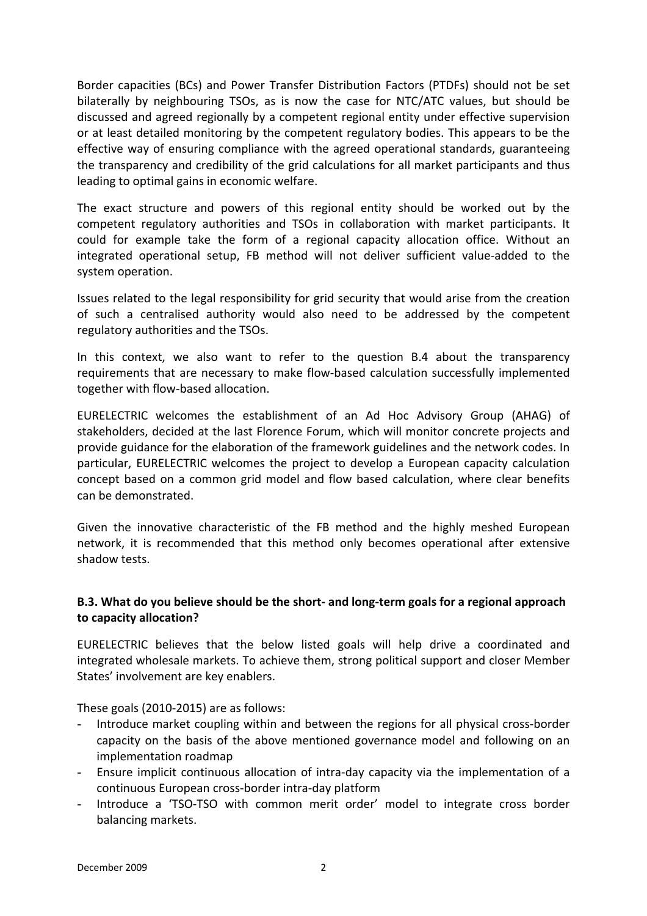Border capacities (BCs) and Power Transfer Distribution Factors (PTDFs) should not be set bilaterally by neighbouring TSOs, as is now the case for NTC/ATC values, but should be discussed and agreed regionally by a competent regional entity under effective supervision or at least detailed monitoring by the competent regulatory bodies. This appears to be the effective way of ensuring compliance with the agreed operational standards, guaranteeing the transparency and credibility of the grid calculations for all market participants and thus leading to optimal gains in economic welfare.

The exact structure and powers of this regional entity should be worked out by the competent regulatory authorities and TSOs in collaboration with market participants. It could for example take the form of a regional capacity allocation office. Without an integrated operational setup, FB method will not deliver sufficient value-added to the system operation.

Issues related to the legal responsibility for grid security that would arise from the creation of such a centralised authority would also need to be addressed by the competent regulatory authorities and the TSOs.

In this context, we also want to refer to the question B.4 about the transparency requirements that are necessary to make flow-based calculation successfully implemented together with flow-based allocation.

EURELECTRIC welcomes the establishment of an Ad Hoc Advisory Group (AHAG) of stakeholders, decided at the last Florence Forum, which will monitor concrete projects and provide guidance for the elaboration of the framework guidelines and the network codes. In particular, EURELECTRIC welcomes the project to develop a European capacity calculation concept based on a common grid model and flow based calculation, where clear benefits can be demonstrated.

Given the innovative characteristic of the FB method and the highly meshed European network, it is recommended that this method only becomes operational after extensive shadow tests.

### B.3. What do you believe should be the short- and long-term goals for a regional approach to capacity allocation?

EURELECTRIC believes that the below listed goals will help drive a coordinated and integrated wholesale markets. To achieve them, strong political support and closer Member States' involvement are key enablers.

These goals (2010-2015) are as follows:

- Introduce market coupling within and between the regions for all physical cross-border capacity on the basis of the above mentioned governance model and following on an implementation roadmap
- Ensure implicit continuous allocation of intra-day capacity via the implementation of a continuous European cross-border intra-day platform
- Introduce a 'TSO-TSO with common merit order' model to integrate cross border balancing markets.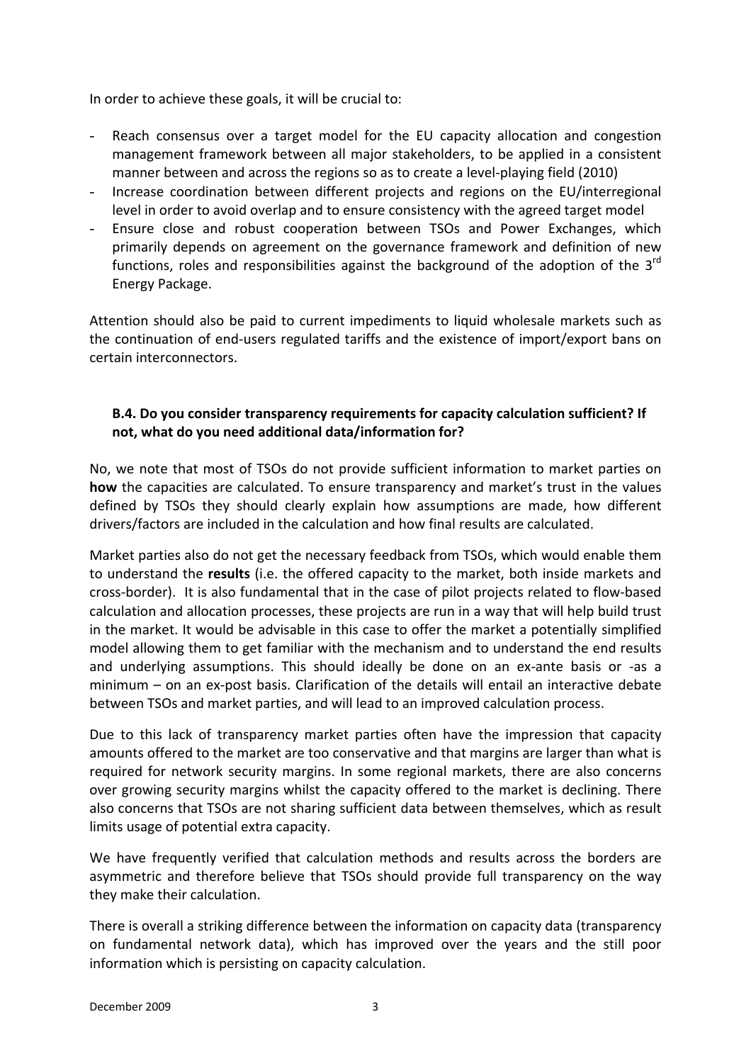In order to achieve these goals, it will be crucial to:

- Reach consensus over a target model for the EU capacity allocation and congestion management framework between all major stakeholders, to be applied in a consistent manner between and across the regions so as to create a level-playing field (2010)
- Increase coordination between different projects and regions on the EU/interregional level in order to avoid overlap and to ensure consistency with the agreed target model
- Ensure close and robust cooperation between TSOs and Power Exchanges, which primarily depends on agreement on the governance framework and definition of new functions, roles and responsibilities against the background of the adoption of the 3rd Energy Package.

Attention should also be paid to current impediments to liquid wholesale markets such as the continuation of end-users regulated tariffs and the existence of import/export bans on certain interconnectors.

### B.4. Do you consider transparency requirements for capacity calculation sufficient? If not, what do you need additional data/information for?

No, we note that most of TSOs do not provide sufficient information to market parties on **how** the capacities are calculated. To ensure transparency and market's trust in the values defined by TSOs they should clearly explain how assumptions are made, how different drivers/factors are included in the calculation and how final results are calculated.

Market parties also do not get the necessary feedback from TSOs, which would enable them to understand the **results** (i.e. the offered capacity to the market, both inside markets and cross-border). It is also fundamental that in the case of pilot projects related to flow-based calculation and allocation processes, these projects are run in a way that will help build trust in the market. It would be advisable in this case to offer the market a potentially simplified model allowing them to get familiar with the mechanism and to understand the end results and underlying assumptions. This should ideally be done on an ex-ante basis or -as a minimum – on an ex-post basis. Clarification of the details will entail an interactive debate between TSOs and market parties, and will lead to an improved calculation process.

Due to this lack of transparency market parties often have the impression that capacity amounts offered to the market are too conservative and that margins are larger than what is required for network security margins. In some regional markets, there are also concerns over growing security margins whilst the capacity offered to the market is declining. There also concerns that TSOs are not sharing sufficient data between themselves, which as result limits usage of potential extra capacity.

We have frequently verified that calculation methods and results across the borders are asymmetric and therefore believe that TSOs should provide full transparency on the way they make their calculation.

There is overall a striking difference between the information on capacity data (transparency on fundamental network data), which has improved over the years and the still poor information which is persisting on capacity calculation.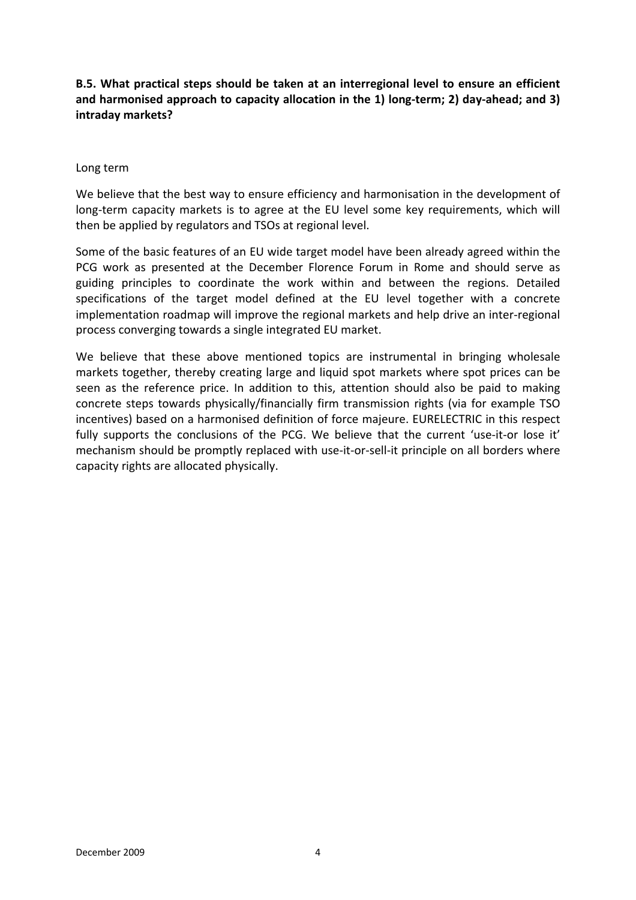**B.5. What practical steps should be taken at an interregional level to ensure an efficient and harmonised approach to capacity allocation in the 1) long-term; 2) day-ahead; and 3) intraday markets?**

Long term

We believe that the best way to ensure efficiency and harmonisation in the development of long-term capacity markets is to agree at the EU level some key requirements, which will then be applied by regulators and TSOs at regional level.

Some of the basic features of an EU wide target model have been already agreed within the PCG work as presented at the December Florence Forum in Rome and should serve as guiding principles to coordinate the work within and between the regions. Detailed specifications of the target model defined at the EU level together with a concrete implementation roadmap will improve the regional markets and help drive an inter-regional process converging towards a single integrated EU market.

We believe that these above mentioned topics are instrumental in bringing wholesale markets together, thereby creating large and liquid spot markets where spot prices can be seen as the reference price. In addition to this, attention should also be paid to making concrete steps towards physically/financially firm transmission rights (via for example TSO incentives) based on a harmonised definition of force majeure. EURELECTRIC in this respect fully supports the conclusions of the PCG. We believe that the current 'use-it-or lose it' mechanism should be promptly replaced with use-it-or-sell-it principle on all borders where capacity rights are allocated physically.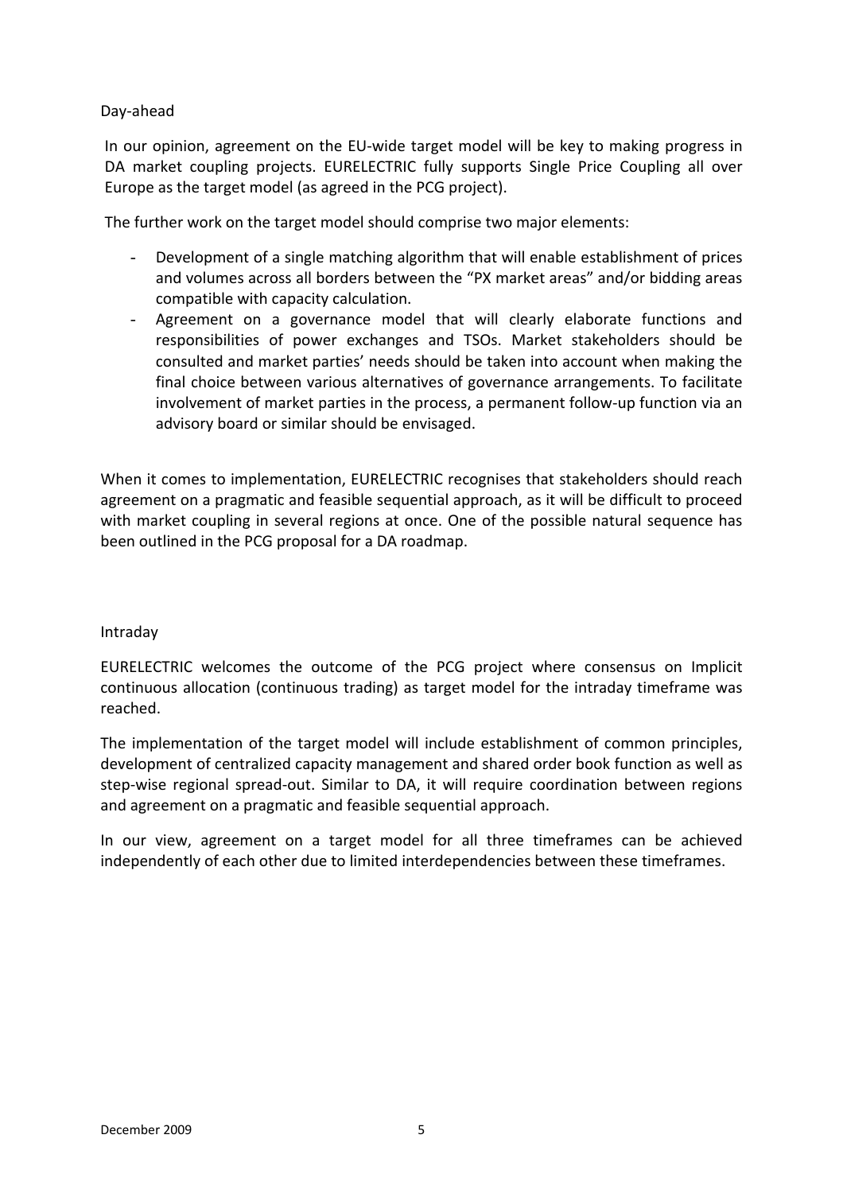## Day-ahead

In our opinion, agreement on the EU-wide target model will be key to making progress in DA market coupling projects. EURELECTRIC fully supports Single Price Coupling all over Europe as the target model (as agreed in the PCG project).

The further work on the target model should comprise two major elements:

- Development of a single matching algorithm that will enable establishment of prices and volumes across all borders between the "PX market areas" and/or bidding areas compatible with capacity calculation.
- Agreement on a governance model that will clearly elaborate functions and responsibilities of power exchanges and TSOs. Market stakeholders should be consulted and market parties' needs should be taken into account when making the final choice between various alternatives of governance arrangements. To facilitate involvement of market parties in the process, a permanent follow-up function via an advisory board or similar should be envisaged.

When it comes to implementation, EURELECTRIC recognises that stakeholders should reach agreement on a pragmatic and feasible sequential approach, as it will be difficult to proceed with market coupling in several regions at once. One of the possible natural sequence has been outlined in the PCG proposal for a DA roadmap.

## Intraday

EURELECTRIC welcomes the outcome of the PCG project where consensus on Implicit continuous allocation (continuous trading) as target model for the intraday timeframe was reached.

The implementation of the target model will include establishment of common principles, development of centralized capacity management and shared order book function as well as step-wise regional spread-out. Similar to DA, it will require coordination between regions and agreement on a pragmatic and feasible sequential approach.

In our view, agreement on a target model for all three timeframes can be achieved independently of each other due to limited interdependencies between these timeframes.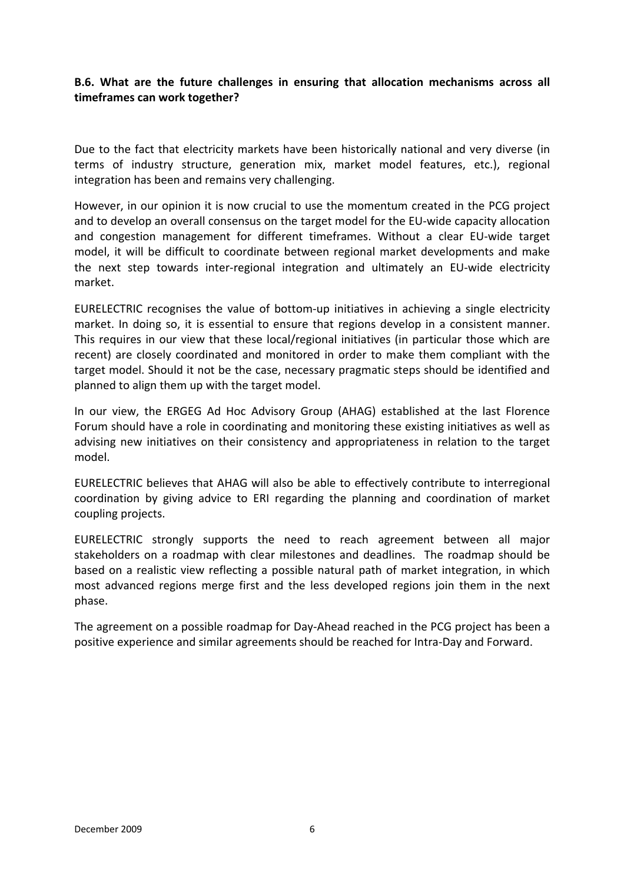**B.6. What are the future challenges in ensuring that allocation mechanisms across all timeframes can work together?**

Due to the fact that electricity markets have been historically national and very diverse (in terms of industry structure, generation mix, market model features, etc.), regional integration has been and remains very challenging.

However, in our opinion it is now crucial to use the momentum created in the PCG project and to develop an overall consensus on the target model for the EU-wide capacity allocation and congestion management for different timeframes. Without a clear EU-wide target model, it will be difficult to coordinate between regional market developments and make the next step towards inter-regional integration and ultimately an EU-wide electricity market.

EURELECTRIC recognises the value of bottom-up initiatives in achieving a single electricity market. In doing so, it is essential to ensure that regions develop in a consistent manner. This requires in our view that these local/regional initiatives (in particular those which are recent) are closely coordinated and monitored in order to make them compliant with the target model. Should it not be the case, necessary pragmatic steps should be identified and planned to align them up with the target model.

In our view, the ERGEG Ad Hoc Advisory Group (AHAG) established at the last Florence Forum should have a role in coordinating and monitoring these existing initiatives as well as advising new initiatives on their consistency and appropriateness in relation to the target model.

EURELECTRIC believes that AHAG will also be able to effectively contribute to interregional coordination by giving advice to ERI regarding the planning and coordination of market coupling projects.

EURELECTRIC strongly supports the need to reach agreement between all major stakeholders on a roadmap with clear milestones and deadlines. The roadmap should be based on a realistic view reflecting a possible natural path of market integration, in which most advanced regions merge first and the less developed regions join them in the next phase.

The agreement on a possible roadmap for Day-Ahead reached in the PCG project has been a positive experience and similar agreements should be reached for Intra-Day and Forward.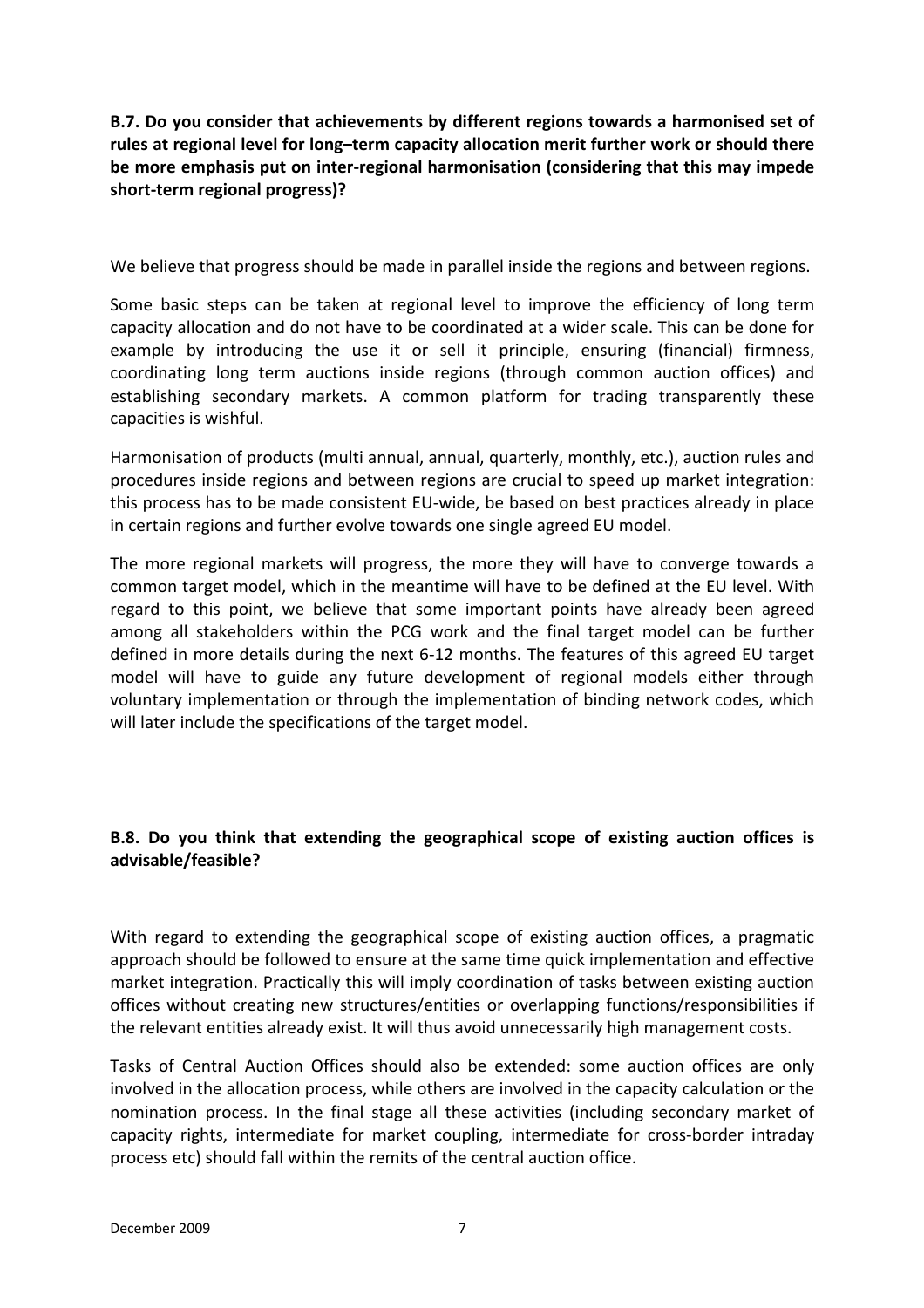**B.7. Do you consider that achievements by different regions towards a harmonised set of rules at regional level for long–term capacity allocation merit further work or should there be more emphasis put on inter-regional harmonisation (considering that this may impede short-term regional progress)?**

We believe that progress should be made in parallel inside the regions and between regions.

Some basic steps can be taken at regional level to improve the efficiency of long term capacity allocation and do not have to be coordinated at a wider scale. This can be done for example by introducing the use it or sell it principle, ensuring (financial) firmness, coordinating long term auctions inside regions (through common auction offices) and establishing secondary markets. A common platform for trading transparently these capacities is wishful.

Harmonisation of products (multi annual, annual, quarterly, monthly, etc.), auction rules and procedures inside regions and between regions are crucial to speed up market integration: this process has to be made consistent EU-wide, be based on best practices already in place in certain regions and further evolve towards one single agreed EU model.

The more regional markets will progress, the more they will have to converge towards a common target model, which in the meantime will have to be defined at the EU level. With regard to this point, we believe that some important points have already been agreed among all stakeholders within the PCG work and the final target model can be further defined in more details during the next 6-12 months. The features of this agreed EU target model will have to guide any future development of regional models either through voluntary implementation or through the implementation of binding network codes, which will later include the specifications of the target model.

**B.8. Do you think that extending the geographical scope of existing auction offices is advisable/feasible?**

With regard to extending the geographical scope of existing auction offices, a pragmatic approach should be followed to ensure at the same time quick implementation and effective market integration. Practically this will imply coordination of tasks between existing auction offices without creating new structures/entities or overlapping functions/responsibilities if the relevant entities already exist. It will thus avoid unnecessarily high management costs.

Tasks of Central Auction Offices should also be extended: some auction offices are only involved in the allocation process, while others are involved in the capacity calculation or the nomination process. In the final stage all these activities (including secondary market of capacity rights, intermediate for market coupling, intermediate for cross-border intraday process etc) should fall within the remits of the central auction office.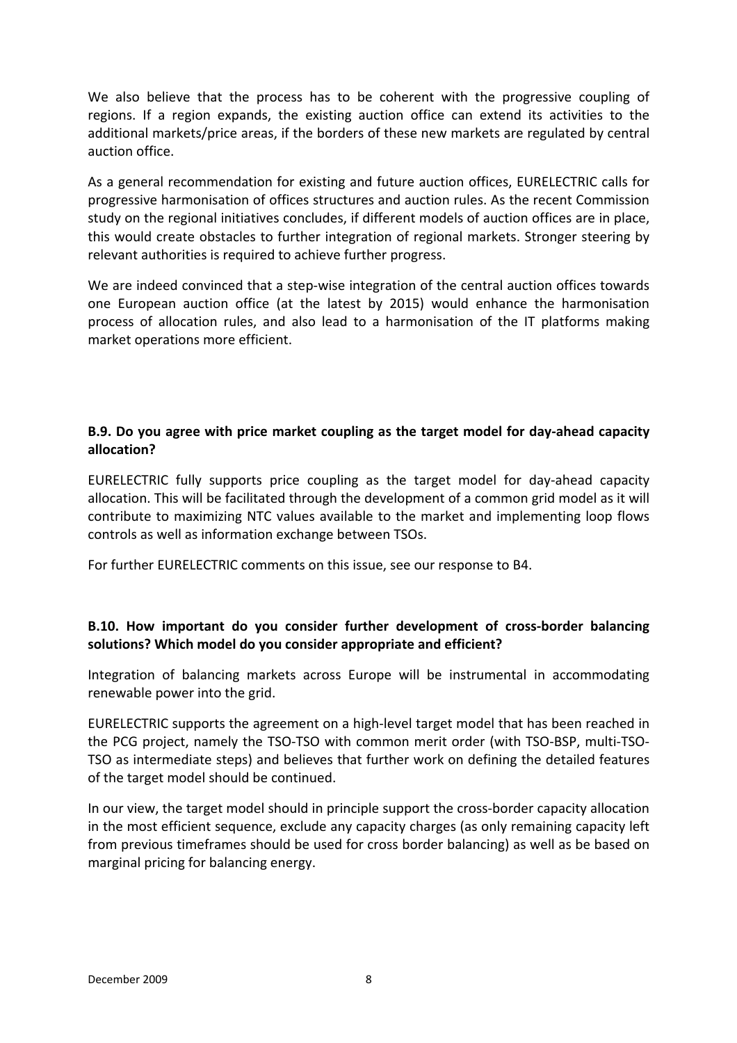We also believe that the process has to be coherent with the progressive coupling of regions. If a region expands, the existing auction office can extend its activities to the additional markets/price areas, if the borders of these new markets are regulated by central auction office.

As a general recommendation for existing and future auction offices, EURELECTRIC calls for progressive harmonisation of offices structures and auction rules. As the recent Commission study on the regional initiatives concludes, if different models of auction offices are in place, this would create obstacles to further integration of regional markets. Stronger steering by relevant authorities is required to achieve further progress.

We are indeed convinced that a step-wise integration of the central auction offices towards one European auction office (at the latest by 2015) would enhance the harmonisation process of allocation rules, and also lead to a harmonisation of the IT platforms making market operations more efficient.

**B.9. Do you agree with price market coupling as the target model for day-ahead capacity allocation?**

EURELECTRIC fully supports price coupling as the target model for day-ahead capacity allocation. This will be facilitated through the development of a common grid model as it will contribute to maximizing NTC values available to the market and implementing loop flows controls as well as information exchange between TSOs.

For further EURELECTRIC comments on this issue, see our response to B4.

**B.10. How important do you consider further development of cross-border balancing solutions? Which model do you consider appropriate and efficient?**

Integration of balancing markets across Europe will be instrumental in accommodating renewable power into the grid.

EURELECTRIC supports the agreement on a high-level target model that has been reached in the PCG project, namely the TSO-TSO with common merit order (with TSO-BSP, multi-TSO-TSO as intermediate steps) and believes that further work on defining the detailed features of the target model should be continued.

In our view, the target model should in principle support the cross-border capacity allocation in the most efficient sequence, exclude any capacity charges (as only remaining capacity left from previous timeframes should be used for cross border balancing) as well as be based on marginal pricing for balancing energy.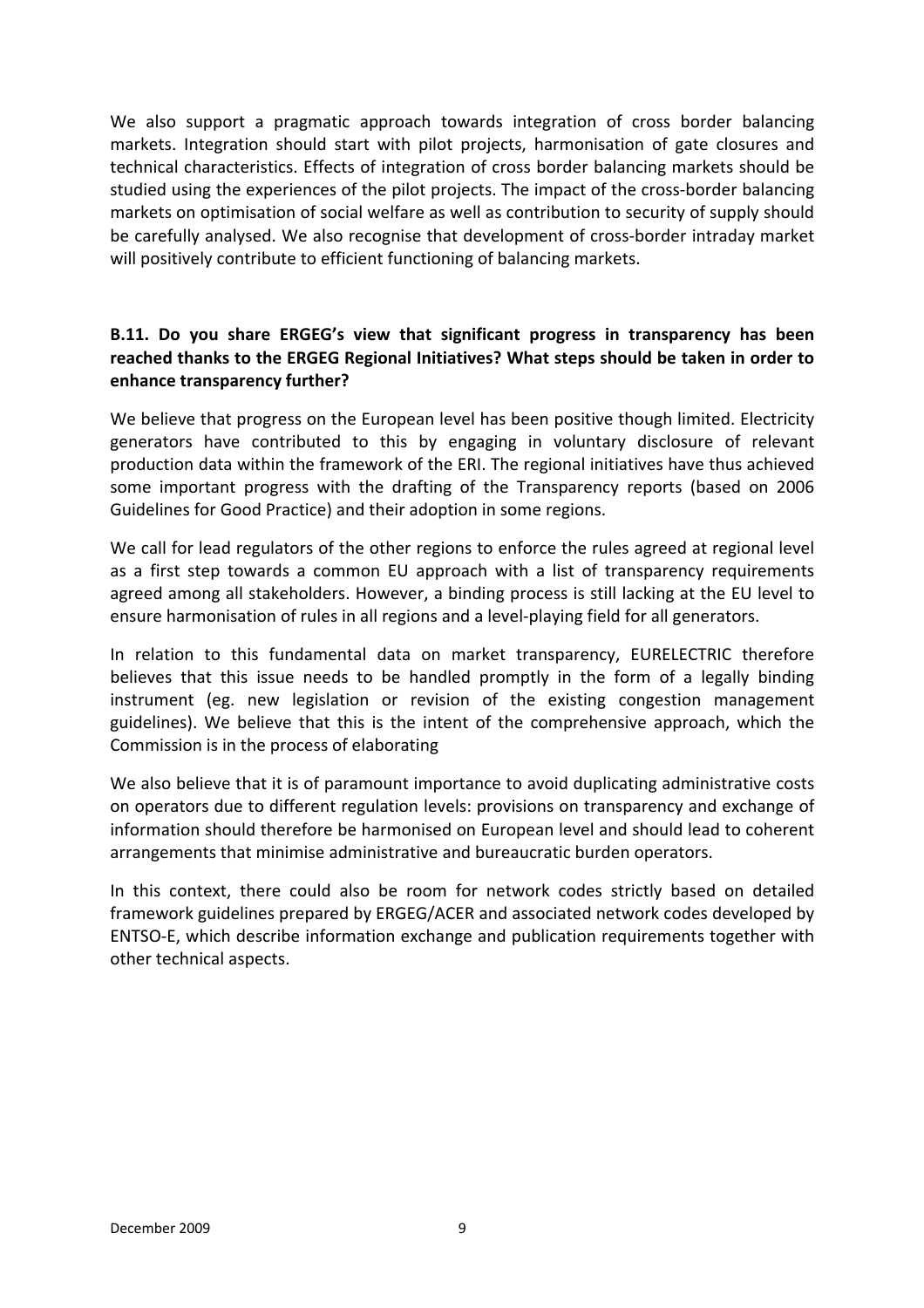We also support a pragmatic approach towards integration of cross border balancing markets. Integration should start with pilot projects, harmonisation of gate closures and technical characteristics. Effects of integration of cross border balancing markets should be studied using the experiences of the pilot projects. The impact of the cross-border balancing markets on optimisation of social welfare as well as contribution to security of supply should be carefully analysed. We also recognise that development of cross-border intraday market will positively contribute to efficient functioning of balancing markets.

**B.11. Do you share ERGEG's view that significant progress in transparency has been reached thanks to the ERGEG Regional Initiatives? What steps should be taken in order to enhance transparency further?**

We believe that progress on the European level has been positive though limited. Electricity generators have contributed to this by engaging in voluntary disclosure of relevant production data within the framework of the ERI. The regional initiatives have thus achieved some important progress with the drafting of the Transparency reports (based on 2006 Guidelines for Good Practice) and their adoption in some regions.

We call for lead regulators of the other regions to enforce the rules agreed at regional level as a first step towards a common EU approach with a list of transparency requirements agreed among all stakeholders. However, a binding process is still lacking at the EU level to ensure harmonisation of rules in all regions and a level-playing field for all generators.

In relation to this fundamental data on market transparency, EURELECTRIC therefore believes that this issue needs to be handled promptly in the form of a legally binding instrument (eg. new legislation or revision of the existing congestion management guidelines). We believe that this is the intent of the comprehensive approach, which the Commission is in the process of elaborating

We also believe that it is of paramount importance to avoid duplicating administrative costs on operators due to different regulation levels: provisions on transparency and exchange of information should therefore be harmonised on European level and should lead to coherent arrangements that minimise administrative and bureaucratic burden operators.

In this context, there could also be room for network codes strictly based on detailed framework guidelines prepared by ERGEG/ACER and associated network codes developed by ENTSO-E, which describe information exchange and publication requirements together with other technical aspects.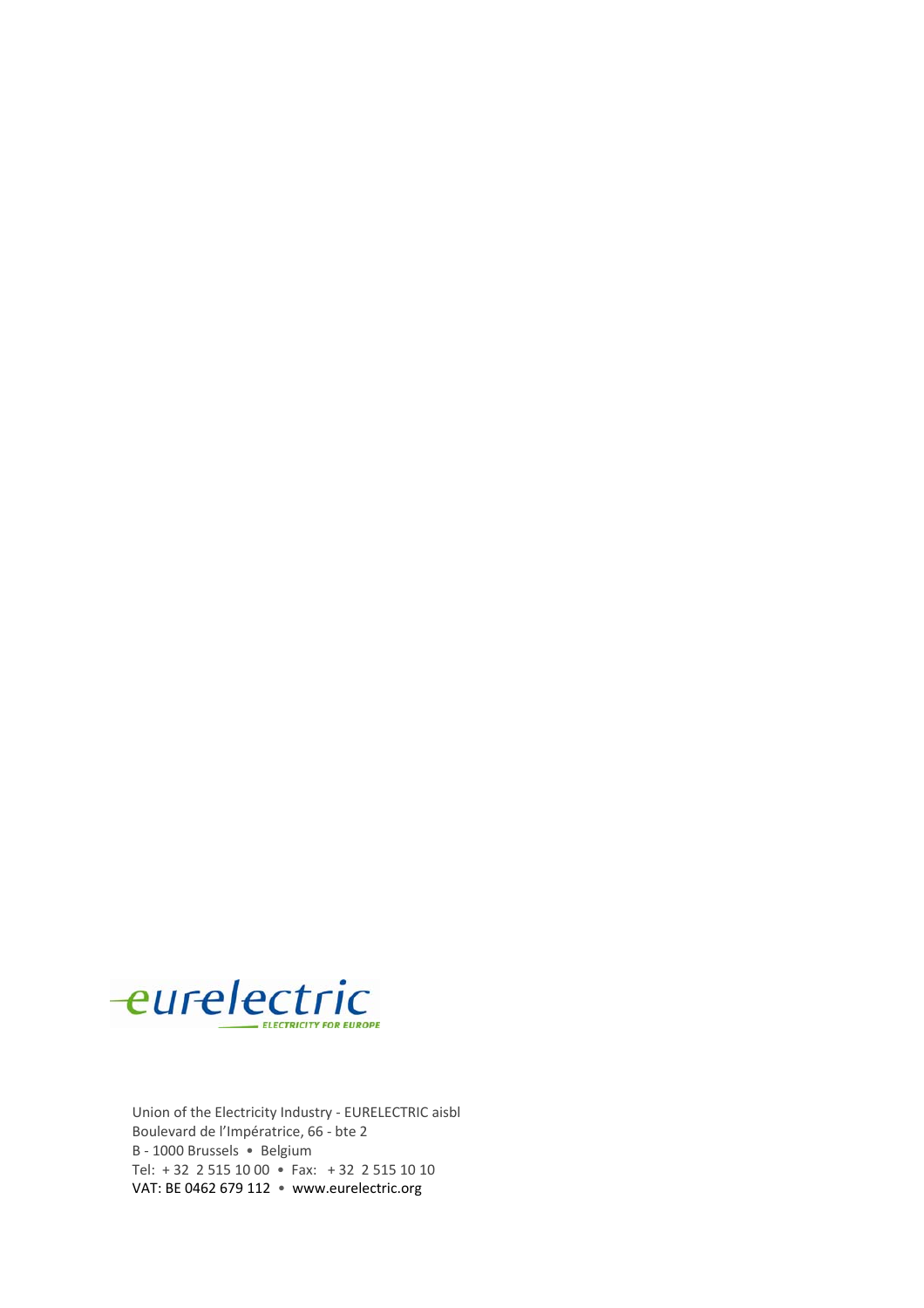eurelectric

ELECTRICITY FOR EUROPE

Union of the Electricity Industry - EURELECTRIC aisbl
Boulevard de l'Impératrice, 66 - bte 2
B - 1000 Brussels • Belgium
Tel: + 32 2 515 10 00 • Fax: + 32 2 515 10 10
VAT: BE 0462 679 112 • www.eurelectric.org